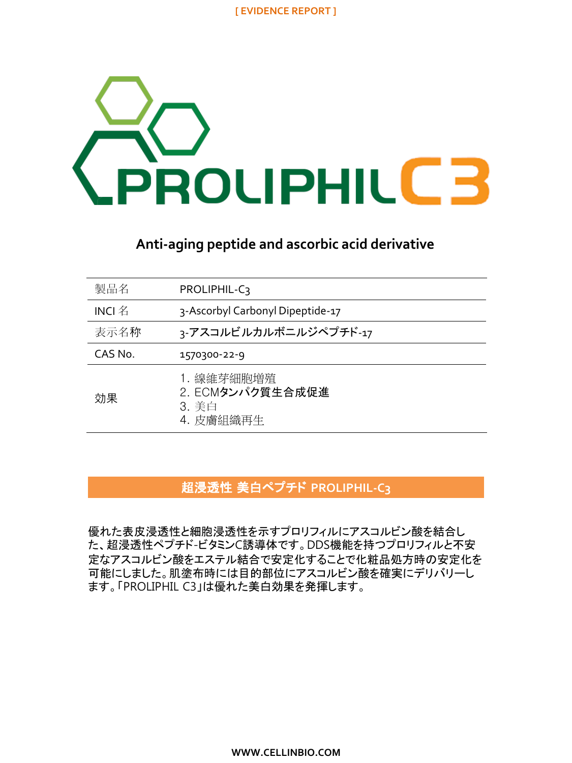[ EVIDENCE REPORT ]

# PROLIPHIL C3

## Anti-aging peptide and ascorbic acid derivative

| 製品名 | PROLIPHIL-C3 |
| --- | --- |
| INCI 名 | 3-Ascorbyl Carbonyl Dipeptide-17 |
| 表示名称 | 3-アスコルビルカルボニルジペプチド-17 |
| CAS No. | 1570300-22-9 |
| 効果 | 1. 線維芽細胞増殖<br>2. ECMタンパク質生合成促進<br>3. 美白<br>4. 皮膚組織再生 |

## 超浸透性 美白ペプチド PROLIPHIL-C3

優れた表皮浸透性と細胞浸透性を示すプロリフィルにアスコルビン酸を結合した、超浸透性ペプチド-ビタミンC誘導体です。DDS機能を持つプロリフィルと不安定なアスコルビン酸をエステル結合で安定化することで化粧品処方時の安定化を可能にしました。肌塗布時には目的部位にアスコルビン酸を確実にデリバリーします。「PROLIPHIL C3」は優れた美白効果を発揮します。

WWW.CELLINBIO.COM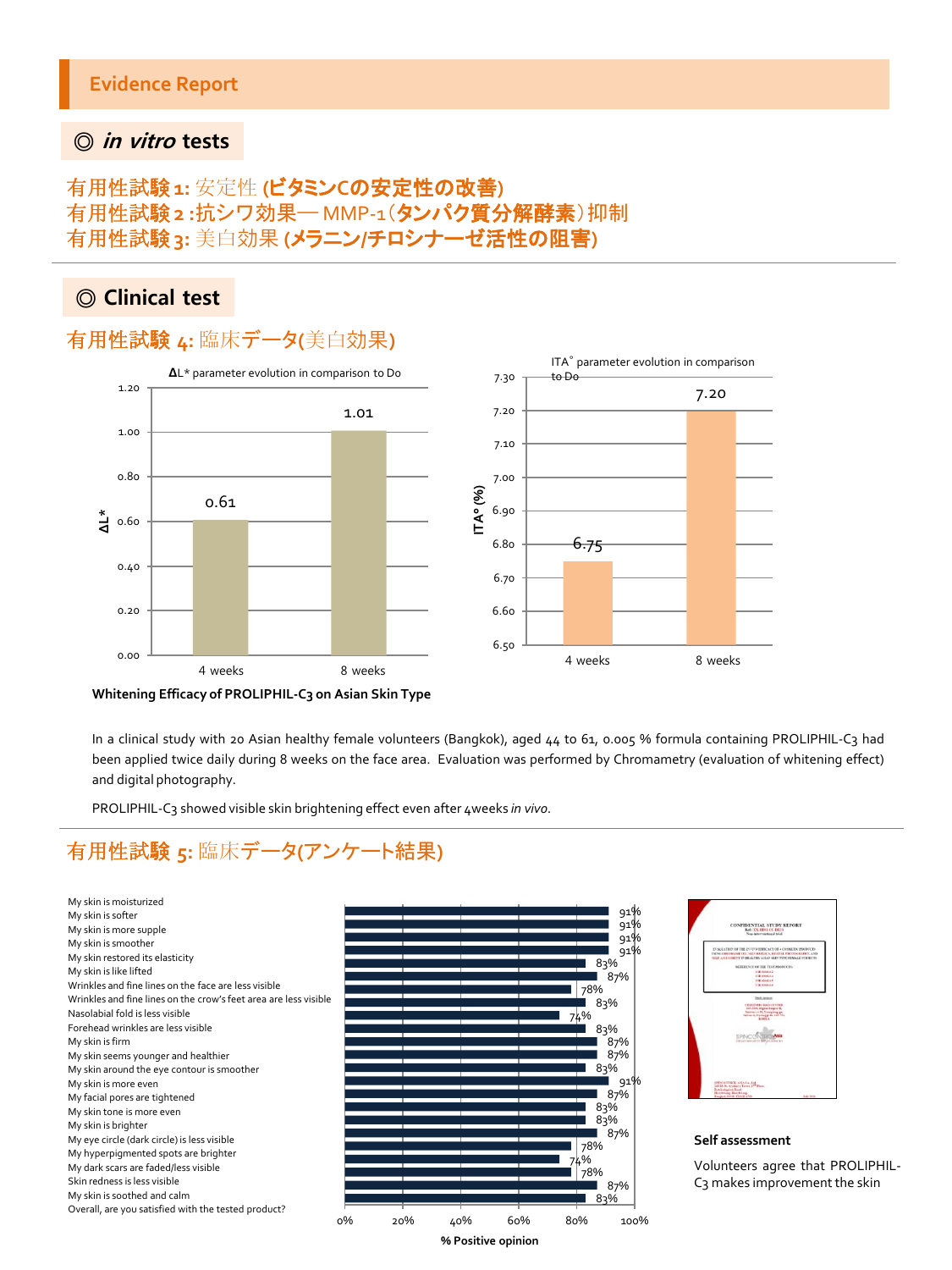## Evidence Report

### ◎ *in vitro* tests

有用性試験 1: 安定性 (ビタミンCの安定性の改善)
有用性試験 2 :抗シワ効果— MMP-1（タンパク質分解酵素）抑制
有用性試験 3: 美白効果 (メラニン/チロシナーゼ活性の阻害)

### ◎ Clinical test

#### 有用性試験 4: 臨床データ(美白効果)

ΔL* parameter evolution in comparison to Do

ΔL*

1.20
1.00
0.80
0.60
0.40
0.20
0.00

0.61
1.01

4 weeks
8 weeks

ITA˚ parameter evolution in comparison to Do

ITA° (%)

7.30
7.20
7.10
7.00
6.90
6.80
6.70
6.60
6.50

6.75
7.20

4 weeks
8 weeks

**Whitening Efficacy of PROLIPHIL-C3 on Asian Skin Type**

In a clinical study with 20 Asian healthy female volunteers (Bangkok), aged 44 to 61, 0.005 % formula containing PROLIPHIL-C3 had been applied twice daily during 8 weeks on the face area. Evaluation was performed by Chromametry (evaluation of whitening effect) and digital photography.

PROLIPHIL-C3 showed visible skin brightening effect even after 4weeks *in vivo*.

#### 有用性試験 5: 臨床データ(アンケート結果)

My skin is moisturized
My skin is softer
My skin is more supple
My skin is smoother
My skin restored its elasticity
My skin is like lifted
Wrinkles and fine lines on the face are less visible
Wrinkles and fine lines on the crow's feet area are less visible
Nasolabial fold is less visible
Forehead wrinkles are less visible
My skin is firm
My skin seems younger and healthier
My skin around the eye contour is smoother
My skin is more even
My facial pores are tightened
My skin tone is more even
My skin is brighter
My eye circle (dark circle) is less visible
My hyperpigmented spots are brighter
My dark scars are faded/less visible
Skin redness is less visible
My skin is soothed and calm
Overall, are you satisfied with the tested product?

91%
91%
91%
91%
83%
87%
78%
83%
74%
83%
87%
87%
83%
91%
87%
83%
83%
87%
78%
74%
78%
87%
83%

0%
20%
40%
60%
80%
100%

**% Positive opinion**

**Self assessment**

Volunteers agree that PROLIPHIL-C3 makes improvement the skin